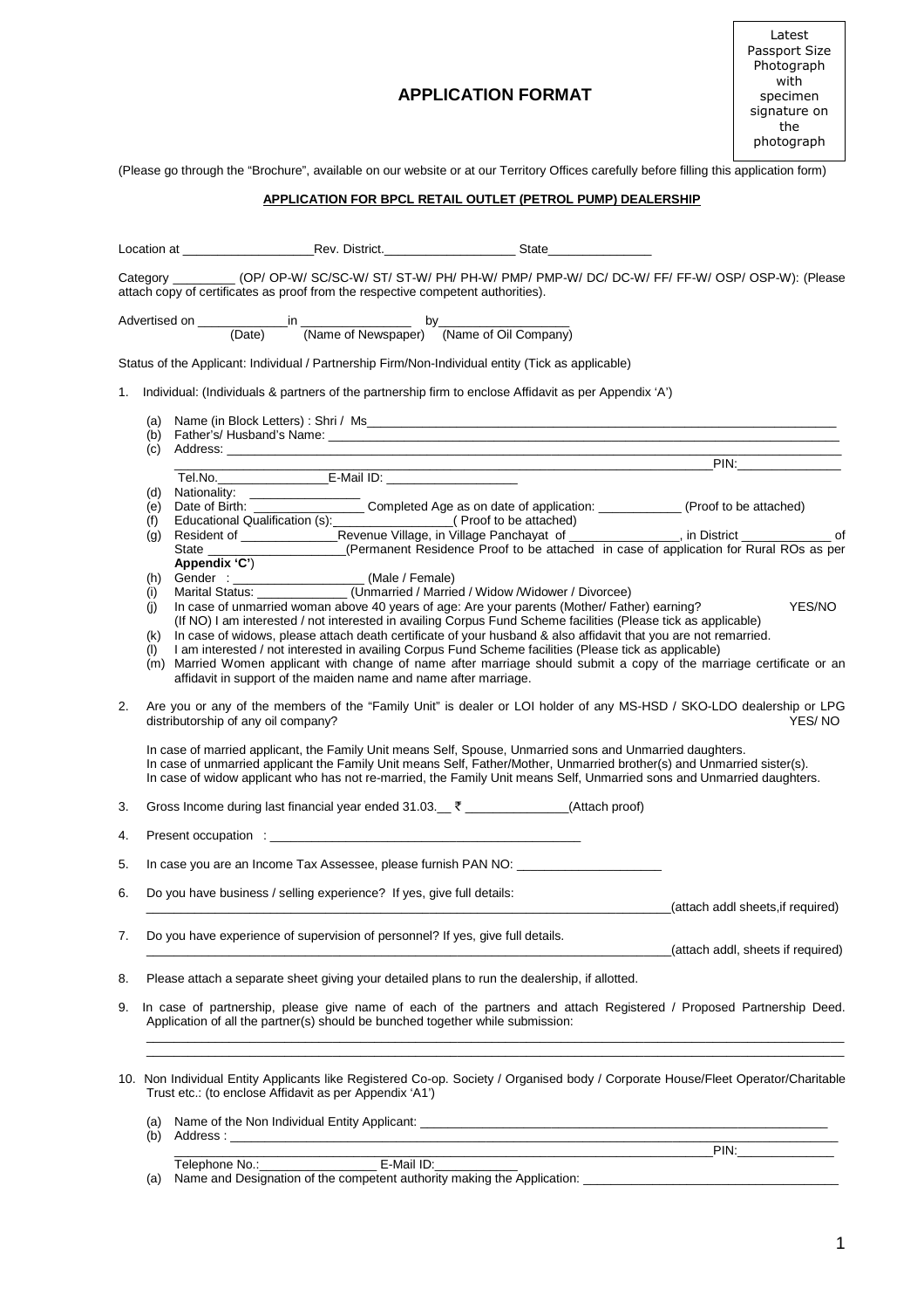Latest Passport Size Photograph with specimen signature on the photograph

# APPLICATION FORMAT

(Please go through the "Brochure", available on our website or at our Territory Offices carefully before filling this application form)

**APPLICATION FOR BPCL RETAIL OUTLET (PETROL PUMP) DEALERSHIP**

Location at ___________________Rev. District.___________________ State_______________

Category _________ (OP/ OP-W/ SC/SC-W/ ST/ ST-W/ PH/ PH-W/ PMP/ PMP-W/ DC/ DC-W/ FF/ FF-W/ OSP/ OSP-W): (Please attach copy of certificates as proof from the respective competent authorities).

Advertised on ____________in _______________ by__________________
(Date) (Name of Newspaper) (Name of Oil Company)

Status of the Applicant: Individual / Partnership Firm/Non-Individual entity (Tick as applicable)

1. Individual: (Individuals & partners of the partnership firm to enclose Affidavit as per Appendix 'A')

   (a) Name (in Block Letters) : Shri / Ms________________________________________________________________
   (b) Father's/ Husband's Name: ________________________________________________________________
   (c) Address: ________________________________________________________________
   ________________________________________________________________PIN:_______________
   Tel.No.________________E-Mail ID: ___________________
   (d) Nationality: ________________
   (e) Date of Birth: _______________ Completed Age as on date of application: ____________ (Proof to be attached)
   (f) Educational Qualification (s):_________________( Proof to be attached)
   (g) Resident of ______________Revenue Village, in Village Panchayat of _______________, in District _____________ of State ____________________(Permanent Residence Proof to be attached in case of application for Rural ROs as per **Appendix 'C'**)
   (h) Gender : ___________________ (Male / Female)
   (i) Marital Status: _____________ (Unmarried / Married / Widow /Widower / Divorcee)
   (j) In case of unmarried woman above 40 years of age: Are your parents (Mother/ Father) earning? YES/NO
   (If NO) I am interested / not interested in availing Corpus Fund Scheme facilities (Please tick as applicable)
   (k) In case of widows, please attach death certificate of your husband & also affidavit that you are not remarried.
   (l) I am interested / not interested in availing Corpus Fund Scheme facilities (Please tick as applicable)
   (m) Married Women applicant with change of name after marriage should submit a copy of the marriage certificate or an affidavit in support of the maiden name and name after marriage.

2. Are you or any of the members of the "Family Unit" is dealer or LOI holder of any MS-HSD / SKO-LDO dealership or LPG distributorship of any oil company? YES/ NO

   In case of married applicant, the Family Unit means Self, Spouse, Unmarried sons and Unmarried daughters.
   In case of unmarried applicant the Family Unit means Self, Father/Mother, Unmarried brother(s) and Unmarried sister(s).
   In case of widow applicant who has not re-married, the Family Unit means Self, Unmarried sons and Unmarried daughters.

3. Gross Income during last financial year ended 31.03.__ ₹ _______________(Attach proof)

4. Present occupation : _____________________________________________

5. In case you are an Income Tax Assessee, please furnish PAN NO: ____________________

6. Do you have business / selling experience? If yes, give full details:
   ________________________________________________________________(attach addl sheets,if required)

7. Do you have experience of supervision of personnel? If yes, give full details.
   ________________________________________________________________(attach addl, sheets if required)

8. Please attach a separate sheet giving your detailed plans to run the dealership, if allotted.

9. In case of partnership, please give name of each of the partners and attach Registered / Proposed Partnership Deed. Application of all the partner(s) should be bunched together while submission:
   ________________________________________________________________
   ________________________________________________________________

10. Non Individual Entity Applicants like Registered Co-op. Society / Organised body / Corporate House/Fleet Operator/Charitable Trust etc.: (to enclose Affidavit as per Appendix 'A1')

    (a) Name of the Non Individual Entity Applicant: ________________________________________________
    (b) Address : ________________________________________________________________
    ________________________________________________________________PIN:______________
    Telephone No.:________________ E-Mail ID:____________
    (a) Name and Designation of the competent authority making the Application: ____________________________________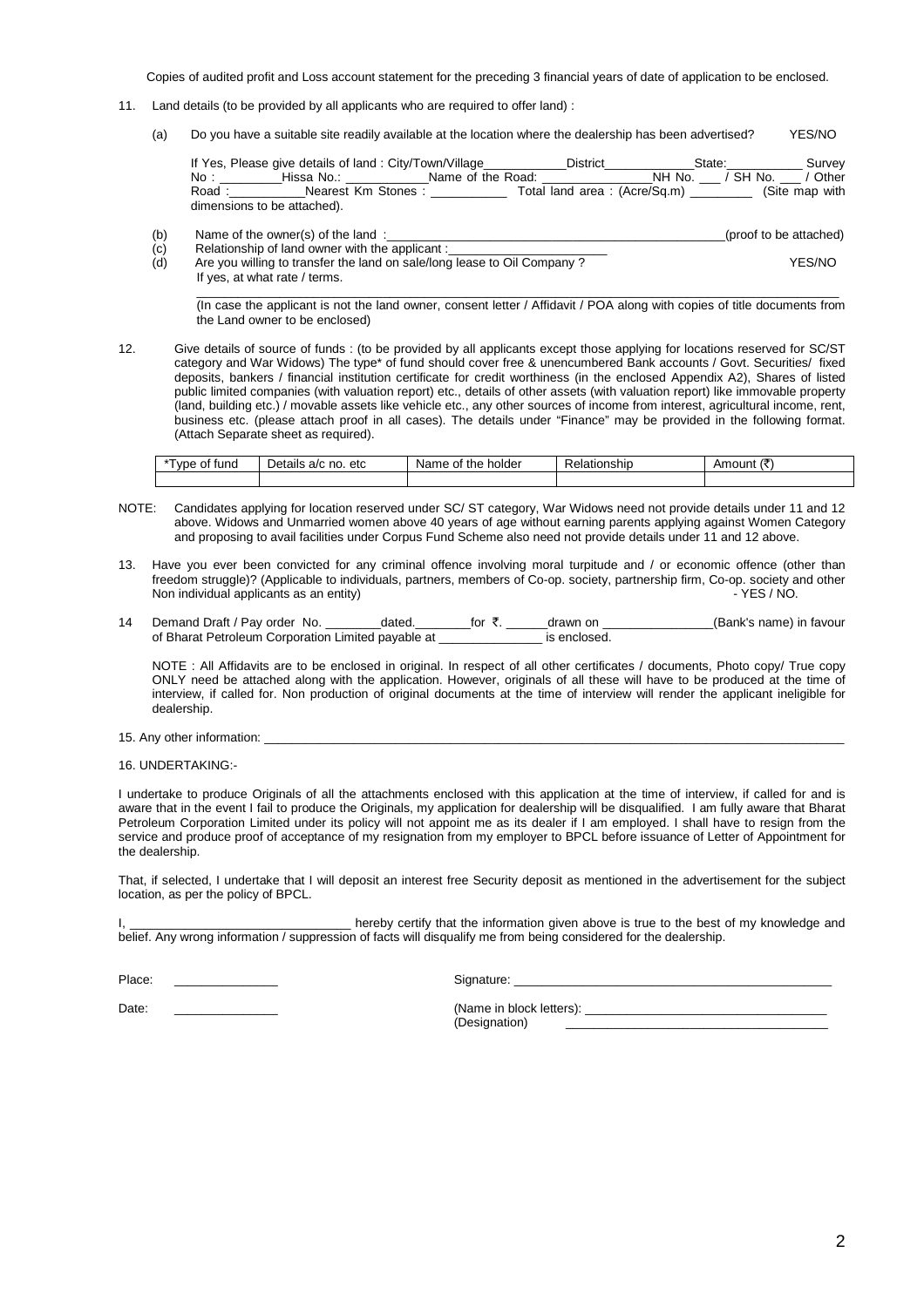Copies of audited profit and Loss account statement for the preceding 3 financial years of date of application to be enclosed.

11. Land details (to be provided by all applicants who are required to offer land) :

 (a) Do you have a suitable site readily available at the location where the dealership has been advertised? YES/NO

 If Yes, Please give details of land : City/Town/Village____________District_____________State:___________ Survey No : _________Hissa No.: ____________Name of the Road: ________________NH No. ___ / SH No. ___ / Other Road :___________Nearest Km Stones : ___________ Total land area : (Acre/Sq.m) _________ (Site map with dimensions to be attached).

 (b) Name of the owner(s) of the land :________________________________________________(proof to be attached)

 (c) Relationship of land owner with the applicant :_______________________

 (d) Are you willing to transfer the land on sale/long lease to Oil Company ? YES/NO

 If yes, at what rate / terms.

 ________________________________________________________________________________________

 (In case the applicant is not the land owner, consent letter / Affidavit / POA along with copies of title documents from the Land owner to be enclosed)

12. Give details of source of funds : (to be provided by all applicants except those applying for locations reserved for SC/ST category and War Widows) The type* of fund should cover free & unencumbered Bank accounts / Govt. Securities/ fixed deposits, bankers / financial institution certificate for credit worthiness (in the enclosed Appendix A2), Shares of listed public limited companies (with valuation report) etc., details of other assets (with valuation report) like immovable property (land, building etc.) / movable assets like vehicle etc., any other sources of income from interest, agricultural income, rent, business etc. (please attach proof in all cases). The details under "Finance" may be provided in the following format. (Attach Separate sheet as required).

| *Type of fund | Details a/c no. etc | Name of the holder | Relationship | Amount (₹) |
|---|---|---|---|---|
| | | | | |

NOTE: Candidates applying for location reserved under SC/ ST category, War Widows need not provide details under 11 and 12 above. Widows and Unmarried women above 40 years of age without earning parents applying against Women Category and proposing to avail facilities under Corpus Fund Scheme also need not provide details under 11 and 12 above.

13. Have you ever been convicted for any criminal offence involving moral turpitude and / or economic offence (other than freedom struggle)? (Applicable to individuals, partners, members of Co-op. society, partnership firm, Co-op. society and other Non individual applicants as an entity) - YES / NO.

14 Demand Draft / Pay order No. ________dated.________for ₹. ______drawn on ________________(Bank's name) in favour of Bharat Petroleum Corporation Limited payable at _______________ is enclosed.

 NOTE : All Affidavits are to be enclosed in original. In respect of all other certificates / documents, Photo copy/ True copy ONLY need be attached along with the application. However, originals of all these will have to be produced at the time of interview, if called for. Non production of original documents at the time of interview will render the applicant ineligible for dealership.

15. Any other information: ________________________________________________________________________________

16. UNDERTAKING:-

I undertake to produce Originals of all the attachments enclosed with this application at the time of interview, if called for and is aware that in the event I fail to produce the Originals, my application for dealership will be disqualified. I am fully aware that Bharat Petroleum Corporation Limited under its policy will not appoint me as its dealer if I am employed. I shall have to resign from the service and produce proof of acceptance of my resignation from my employer to BPCL before issuance of Letter of Appointment for the dealership.

That, if selected, I undertake that I will deposit an interest free Security deposit as mentioned in the advertisement for the subject location, as per the policy of BPCL.

I, ________________________________ hereby certify that the information given above is true to the best of my knowledge and belief. Any wrong information / suppression of facts will disqualify me from being considered for the dealership.

Place: _______________ Signature: _______________________________________________

Date: _______________ (Name in block letters): ___________________________________

(Designation) _____________________________________